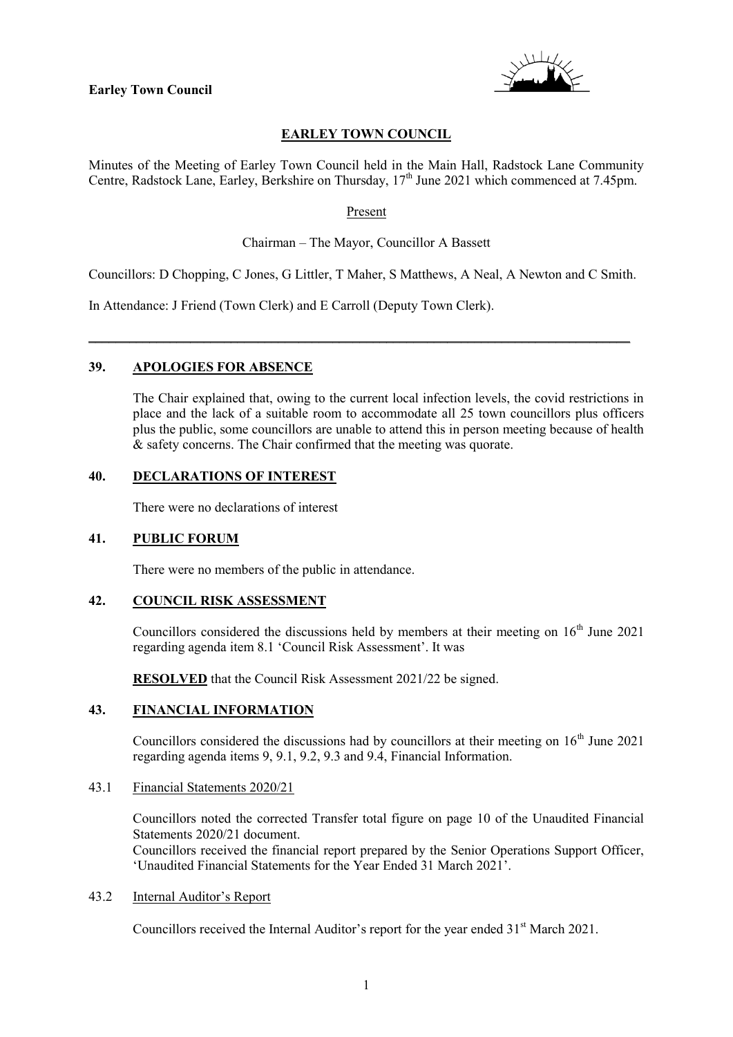**Earley Town Council**

# EARLEY TOWN COUNCIL

Minutes of the Meeting of Earley Town Council held in the Main Hall, Radstock Lane Community Centre, Radstock Lane, Earley, Berkshire on Thursday, 17th June 2021 which commenced at 7.45pm.

Present

Chairman – The Mayor, Councillor A Bassett

Councillors: D Chopping, C Jones, G Littler, T Maher, S Matthews, A Neal, A Newton and C Smith.

In Attendance: J Friend (Town Clerk) and E Carroll (Deputy Town Clerk).

---

## 39. APOLOGIES FOR ABSENCE

The Chair explained that, owing to the current local infection levels, the covid restrictions in place and the lack of a suitable room to accommodate all 25 town councillors plus officers plus the public, some councillors are unable to attend this in person meeting because of health & safety concerns. The Chair confirmed that the meeting was quorate.

## 40. DECLARATIONS OF INTEREST

There were no declarations of interest

## 41. PUBLIC FORUM

There were no members of the public in attendance.

## 42. COUNCIL RISK ASSESSMENT

Councillors considered the discussions held by members at their meeting on 16th June 2021 regarding agenda item 8.1 'Council Risk Assessment'. It was

**RESOLVED** that the Council Risk Assessment 2021/22 be signed.

## 43. FINANCIAL INFORMATION

Councillors considered the discussions had by councillors at their meeting on 16th June 2021 regarding agenda items 9, 9.1, 9.2, 9.3 and 9.4, Financial Information.

### 43.1 Financial Statements 2020/21

Councillors noted the corrected Transfer total figure on page 10 of the Unaudited Financial Statements 2020/21 document.
Councillors received the financial report prepared by the Senior Operations Support Officer, 'Unaudited Financial Statements for the Year Ended 31 March 2021'.

### 43.2 Internal Auditor's Report

Councillors received the Internal Auditor's report for the year ended 31st March 2021.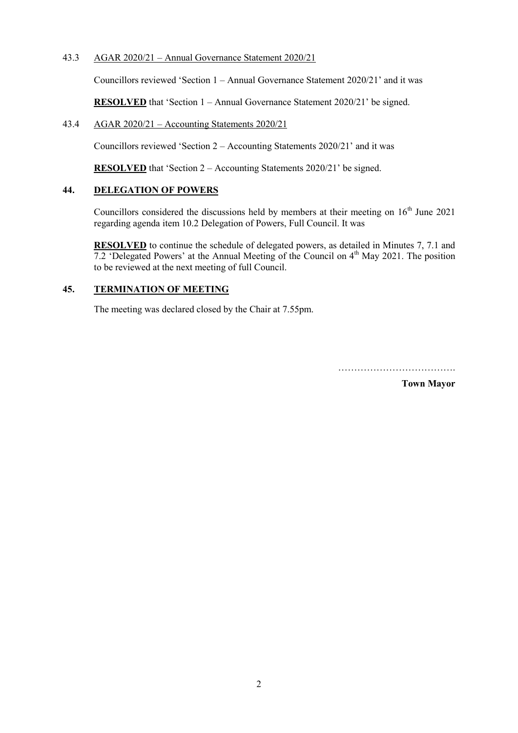43.3 AGAR 2020/21 – Annual Governance Statement 2020/21

Councillors reviewed 'Section 1 – Annual Governance Statement 2020/21' and it was

**RESOLVED** that 'Section 1 – Annual Governance Statement 2020/21' be signed.

43.4 AGAR 2020/21 – Accounting Statements 2020/21

Councillors reviewed 'Section 2 – Accounting Statements 2020/21' and it was

**RESOLVED** that 'Section 2 – Accounting Statements 2020/21' be signed.

## 44. DELEGATION OF POWERS

Councillors considered the discussions held by members at their meeting on 16th June 2021 regarding agenda item 10.2 Delegation of Powers, Full Council. It was

**RESOLVED** to continue the schedule of delegated powers, as detailed in Minutes 7, 7.1 and 7.2 'Delegated Powers' at the Annual Meeting of the Council on 4th May 2021. The position to be reviewed at the next meeting of full Council.

## 45. TERMINATION OF MEETING

The meeting was declared closed by the Chair at 7.55pm.

……………………………….

**Town Mayor**